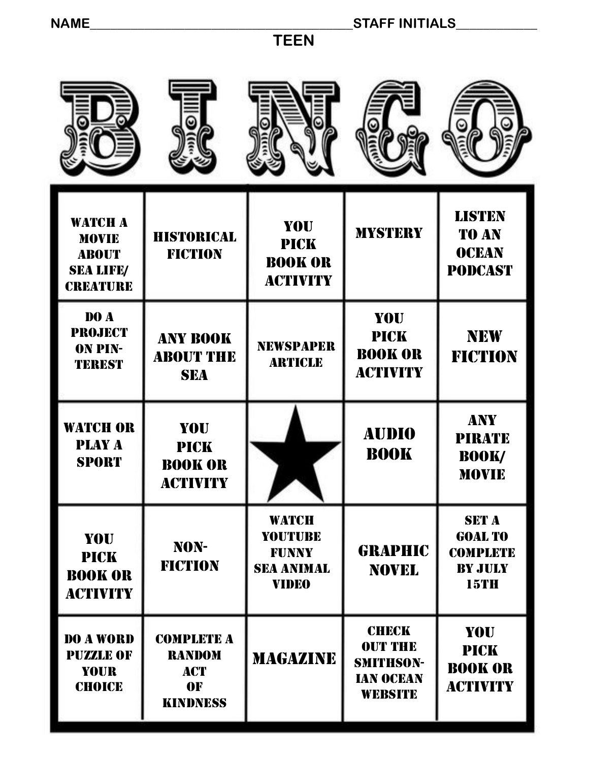NAME\_\_\_\_\_\_\_\_\_\_\_\_\_\_\_\_\_\_\_\_\_\_\_\_\_\_\_\_\_\_\_\_\_\_\_\_\_\_\_\_ STAFF INITIALS\_\_\_\_\_\_\_\_\_\_\_\_

TEEN

# BINGO

| B | I | N | G | O |
|---|---|---|---|---|
| WATCH A MOVIE ABOUT SEA LIFE/ CREATURE | HISTORICAL FICTION | YOU PICK BOOK OR ACTIVITY | MYSTERY | LISTEN TO AN OCEAN PODCAST |
| DO A PROJECT ON PIN-TEREST | ANY BOOK ABOUT THE SEA | NEWSPAPER ARTICLE | YOU PICK BOOK OR ACTIVITY | NEW FICTION |
| WATCH OR PLAY A SPORT | YOU PICK BOOK OR ACTIVITY | ★ | AUDIO BOOK | ANY PIRATE BOOK/ MOVIE |
| YOU PICK BOOK OR ACTIVITY | NON-FICTION | WATCH YOUTUBE FUNNY SEA ANIMAL VIDEO | GRAPHIC NOVEL | SET A GOAL TO COMPLETE BY JULY 15TH |
| DO A WORD PUZZLE OF YOUR CHOICE | COMPLETE A RANDOM ACT OF KINDNESS | MAGAZINE | CHECK OUT THE SMITHSON-IAN OCEAN WEBSITE | YOU PICK BOOK OR ACTIVITY |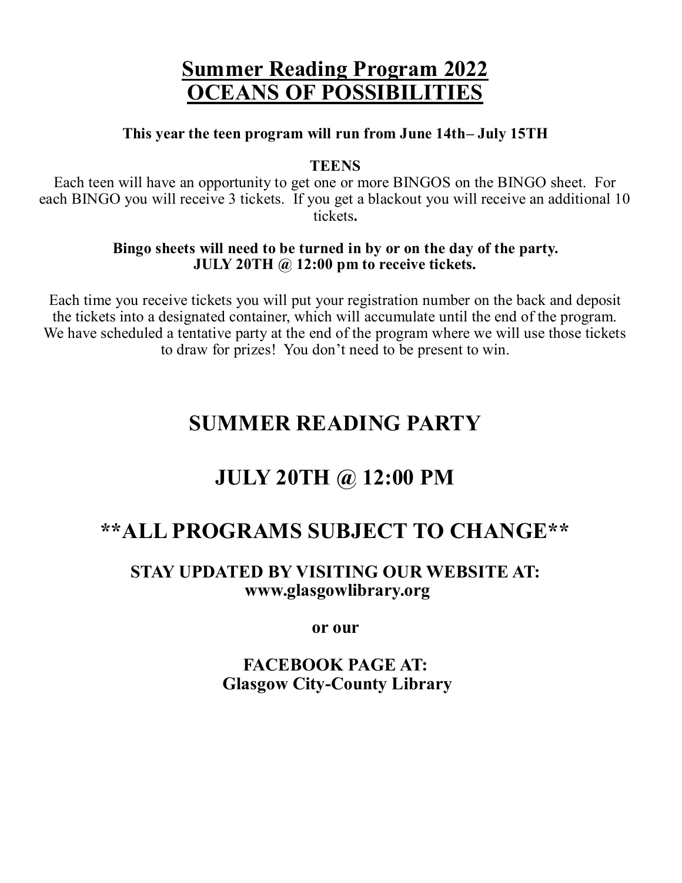# Summer Reading Program 2022
# OCEANS OF POSSIBILITIES

**This year the teen program will run from June 14th– July 15TH**

**TEENS**

Each teen will have an opportunity to get one or more BINGOS on the BINGO sheet. For each BINGO you will receive 3 tickets. If you get a blackout you will receive an additional 10 tickets**.**

**Bingo sheets will need to be turned in by or on the day of the party.**
**JULY 20TH @ 12:00 pm to receive tickets.**

Each time you receive tickets you will put your registration number on the back and deposit the tickets into a designated container, which will accumulate until the end of the program. We have scheduled a tentative party at the end of the program where we will use those tickets to draw for prizes! You don't need to be present to win.

## SUMMER READING PARTY

## JULY 20TH @ 12:00 PM

## **ALL PROGRAMS SUBJECT TO CHANGE**

**STAY UPDATED BY VISITING OUR WEBSITE AT:**
**www.glasgowlibrary.org**

**or our**

**FACEBOOK PAGE AT:**
**Glasgow City-County Library**